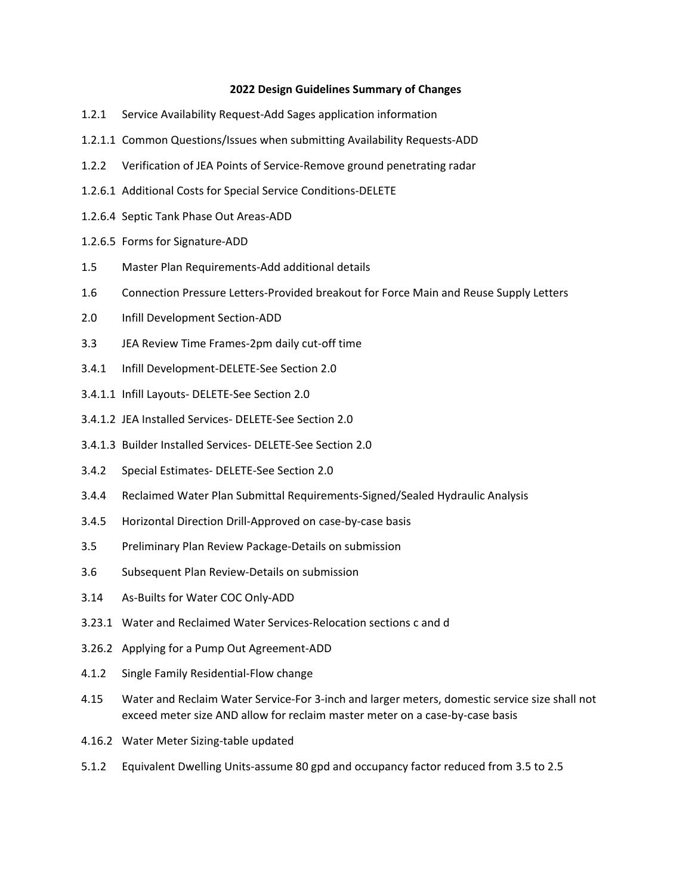# 2022 Design Guidelines Summary of Changes

1.2.1 Service Availability Request-Add Sages application information

1.2.1.1 Common Questions/Issues when submitting Availability Requests-ADD

1.2.2 Verification of JEA Points of Service-Remove ground penetrating radar

1.2.6.1 Additional Costs for Special Service Conditions-DELETE

1.2.6.4 Septic Tank Phase Out Areas-ADD

1.2.6.5 Forms for Signature-ADD

1.5 Master Plan Requirements-Add additional details

1.6 Connection Pressure Letters-Provided breakout for Force Main and Reuse Supply Letters

2.0 Infill Development Section-ADD

3.3 JEA Review Time Frames-2pm daily cut-off time

3.4.1 Infill Development-DELETE-See Section 2.0

3.4.1.1 Infill Layouts- DELETE-See Section 2.0

3.4.1.2 JEA Installed Services- DELETE-See Section 2.0

3.4.1.3 Builder Installed Services- DELETE-See Section 2.0

3.4.2 Special Estimates- DELETE-See Section 2.0

3.4.4 Reclaimed Water Plan Submittal Requirements-Signed/Sealed Hydraulic Analysis

3.4.5 Horizontal Direction Drill-Approved on case-by-case basis

3.5 Preliminary Plan Review Package-Details on submission

3.6 Subsequent Plan Review-Details on submission

3.14 As-Builts for Water COC Only-ADD

3.23.1 Water and Reclaimed Water Services-Relocation sections c and d

3.26.2 Applying for a Pump Out Agreement-ADD

4.1.2 Single Family Residential-Flow change

4.15 Water and Reclaim Water Service-For 3-inch and larger meters, domestic service size shall not exceed meter size AND allow for reclaim master meter on a case-by-case basis

4.16.2 Water Meter Sizing-table updated

5.1.2 Equivalent Dwelling Units-assume 80 gpd and occupancy factor reduced from 3.5 to 2.5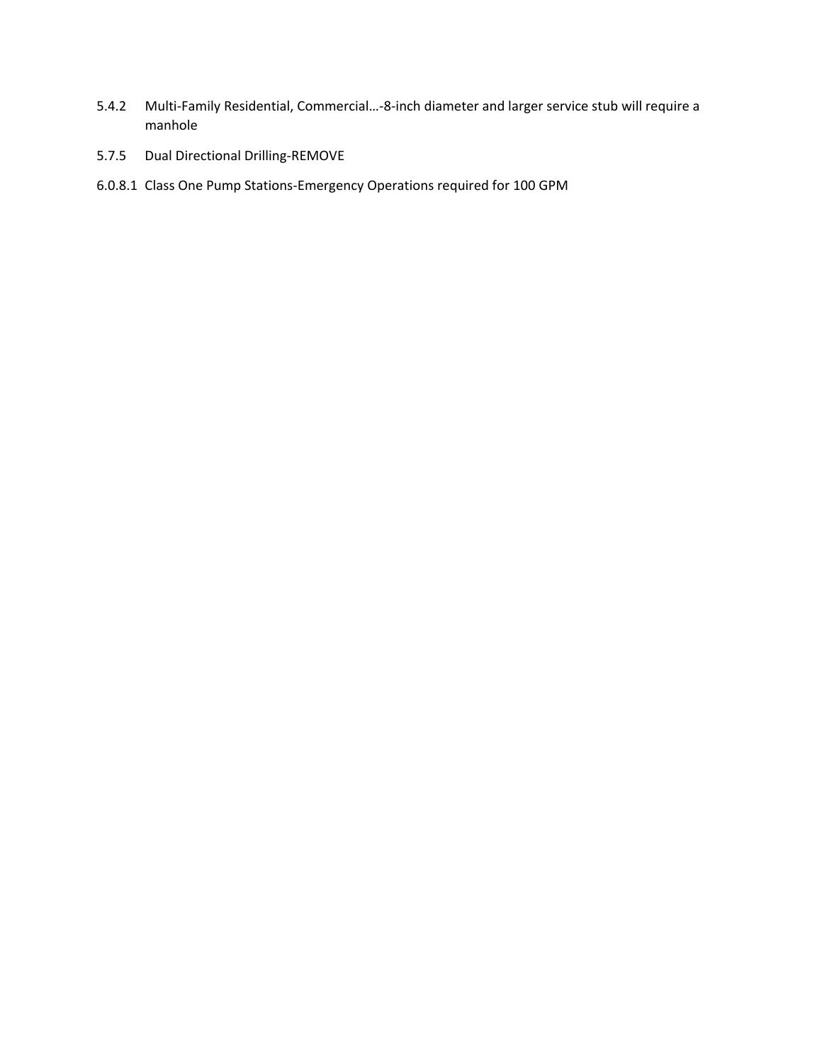5.4.2 Multi-Family Residential, Commercial…-8-inch diameter and larger service stub will require a manhole

5.7.5 Dual Directional Drilling-REMOVE

6.0.8.1 Class One Pump Stations-Emergency Operations required for 100 GPM